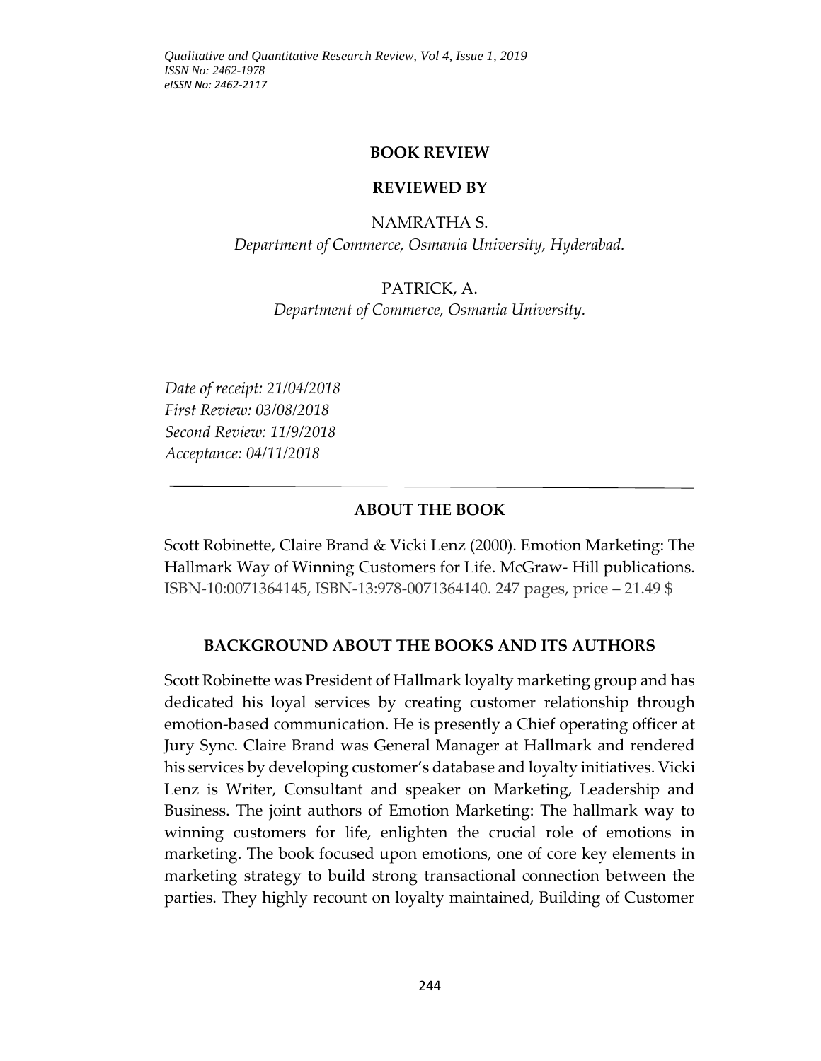## BOOK REVIEW

### REVIEWED BY

NAMRATHA S.

*Department of Commerce, Osmania University, Hyderabad.*

PATRICK, A.

*Department of Commerce, Osmania University.*

*Date of receipt: 21/04/2018*
*First Review: 03/08/2018*
*Second Review: 11/9/2018*
*Acceptance: 04/11/2018*

---

## ABOUT THE BOOK

Scott Robinette, Claire Brand & Vicki Lenz (2000). Emotion Marketing: The Hallmark Way of Winning Customers for Life. McGraw- Hill publications. ISBN-10:0071364145, ISBN-13:978-0071364140. 247 pages, price – 21.49 $

## BACKGROUND ABOUT THE BOOKS AND ITS AUTHORS

Scott Robinette was President of Hallmark loyalty marketing group and has dedicated his loyal services by creating customer relationship through emotion-based communication. He is presently a Chief operating officer at Jury Sync. Claire Brand was General Manager at Hallmark and rendered his services by developing customer's database and loyalty initiatives. Vicki Lenz is Writer, Consultant and speaker on Marketing, Leadership and Business. The joint authors of Emotion Marketing: The hallmark way to winning customers for life, enlighten the crucial role of emotions in marketing. The book focused upon emotions, one of core key elements in marketing strategy to build strong transactional connection between the parties. They highly recount on loyalty maintained, Building of Customer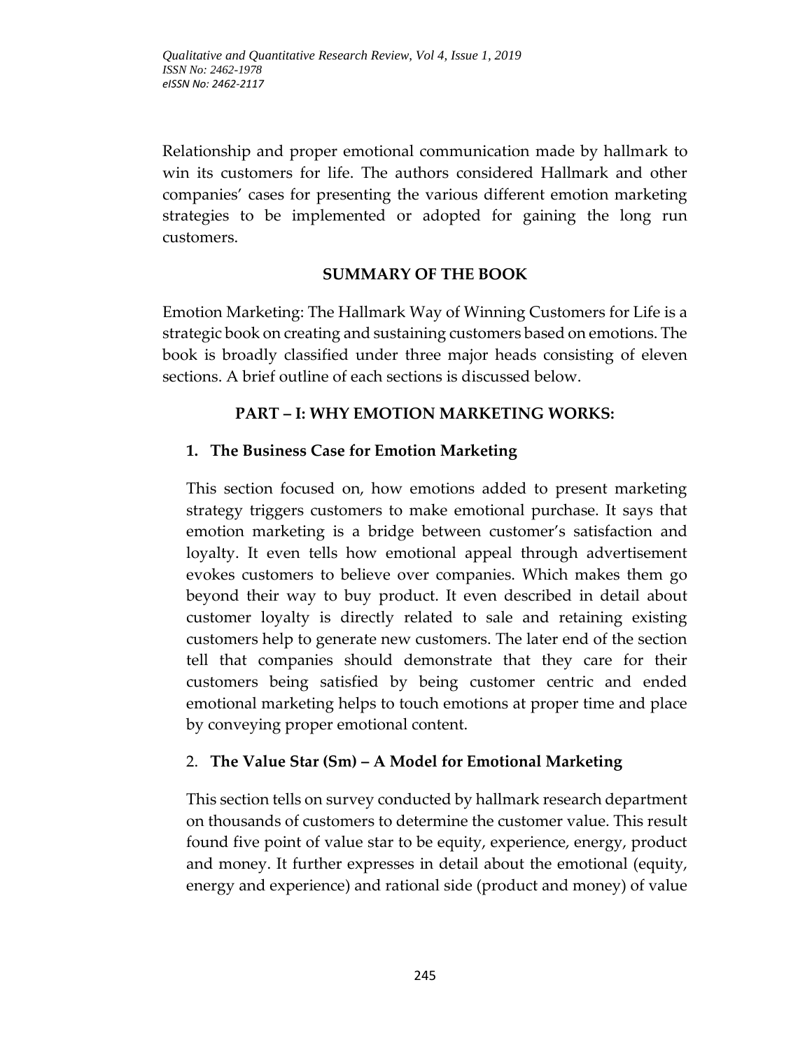Relationship and proper emotional communication made by hallmark to win its customers for life. The authors considered Hallmark and other companies' cases for presenting the various different emotion marketing strategies to be implemented or adopted for gaining the long run customers.

## SUMMARY OF THE BOOK

Emotion Marketing: The Hallmark Way of Winning Customers for Life is a strategic book on creating and sustaining customers based on emotions. The book is broadly classified under three major heads consisting of eleven sections. A brief outline of each sections is discussed below.

## PART – I: WHY EMOTION MARKETING WORKS:

### 1. The Business Case for Emotion Marketing

This section focused on, how emotions added to present marketing strategy triggers customers to make emotional purchase. It says that emotion marketing is a bridge between customer's satisfaction and loyalty. It even tells how emotional appeal through advertisement evokes customers to believe over companies. Which makes them go beyond their way to buy product. It even described in detail about customer loyalty is directly related to sale and retaining existing customers help to generate new customers. The later end of the section tell that companies should demonstrate that they care for their customers being satisfied by being customer centric and ended emotional marketing helps to touch emotions at proper time and place by conveying proper emotional content.

### 2. The Value Star (Sm) – A Model for Emotional Marketing

This section tells on survey conducted by hallmark research department on thousands of customers to determine the customer value. This result found five point of value star to be equity, experience, energy, product and money. It further expresses in detail about the emotional (equity, energy and experience) and rational side (product and money) of value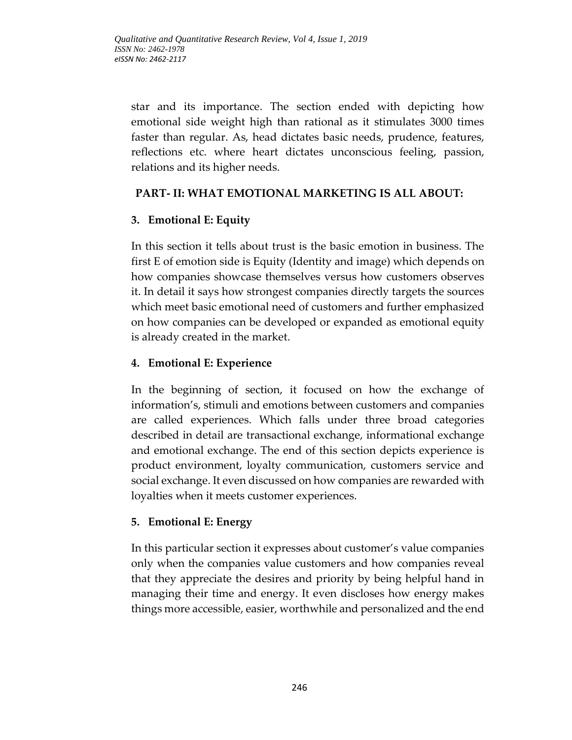star and its importance. The section ended with depicting how emotional side weight high than rational as it stimulates 3000 times faster than regular. As, head dictates basic needs, prudence, features, reflections etc. where heart dictates unconscious feeling, passion, relations and its higher needs.

## PART- II: WHAT EMOTIONAL MARKETING IS ALL ABOUT:

### 3. Emotional E: Equity

In this section it tells about trust is the basic emotion in business. The first E of emotion side is Equity (Identity and image) which depends on how companies showcase themselves versus how customers observes it. In detail it says how strongest companies directly targets the sources which meet basic emotional need of customers and further emphasized on how companies can be developed or expanded as emotional equity is already created in the market.

### 4. Emotional E: Experience

In the beginning of section, it focused on how the exchange of information's, stimuli and emotions between customers and companies are called experiences. Which falls under three broad categories described in detail are transactional exchange, informational exchange and emotional exchange. The end of this section depicts experience is product environment, loyalty communication, customers service and social exchange. It even discussed on how companies are rewarded with loyalties when it meets customer experiences.

### 5. Emotional E: Energy

In this particular section it expresses about customer's value companies only when the companies value customers and how companies reveal that they appreciate the desires and priority by being helpful hand in managing their time and energy. It even discloses how energy makes things more accessible, easier, worthwhile and personalized and the end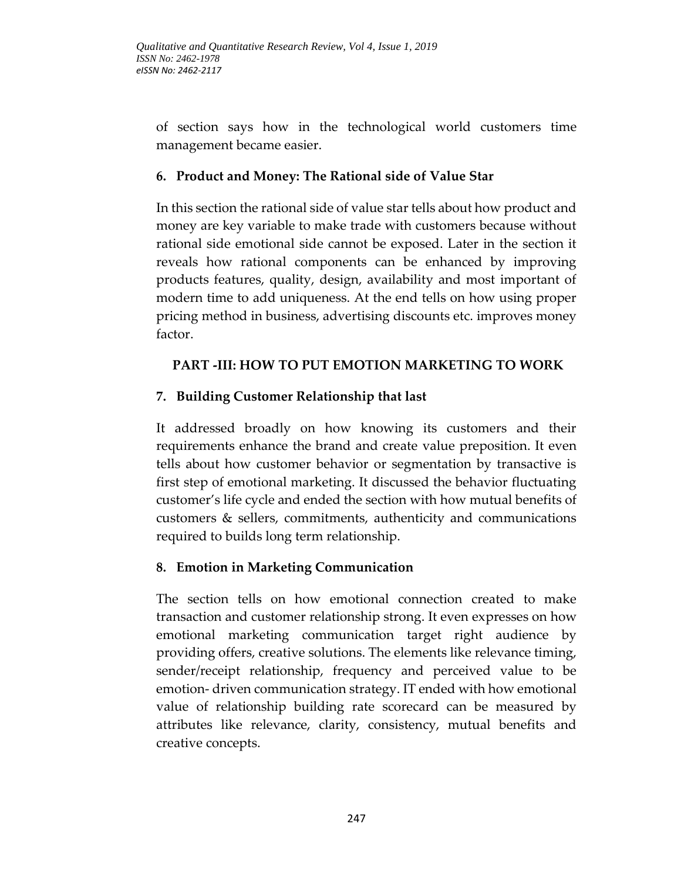of section says how in the technological world customers time management became easier.

### 6. Product and Money: The Rational side of Value Star

In this section the rational side of value star tells about how product and money are key variable to make trade with customers because without rational side emotional side cannot be exposed. Later in the section it reveals how rational components can be enhanced by improving products features, quality, design, availability and most important of modern time to add uniqueness. At the end tells on how using proper pricing method in business, advertising discounts etc. improves money factor.

## PART -III: HOW TO PUT EMOTION MARKETING TO WORK

### 7. Building Customer Relationship that last

It addressed broadly on how knowing its customers and their requirements enhance the brand and create value preposition. It even tells about how customer behavior or segmentation by transactive is first step of emotional marketing. It discussed the behavior fluctuating customer's life cycle and ended the section with how mutual benefits of customers & sellers, commitments, authenticity and communications required to builds long term relationship.

### 8. Emotion in Marketing Communication

The section tells on how emotional connection created to make transaction and customer relationship strong. It even expresses on how emotional marketing communication target right audience by providing offers, creative solutions. The elements like relevance timing, sender/receipt relationship, frequency and perceived value to be emotion- driven communication strategy. IT ended with how emotional value of relationship building rate scorecard can be measured by attributes like relevance, clarity, consistency, mutual benefits and creative concepts.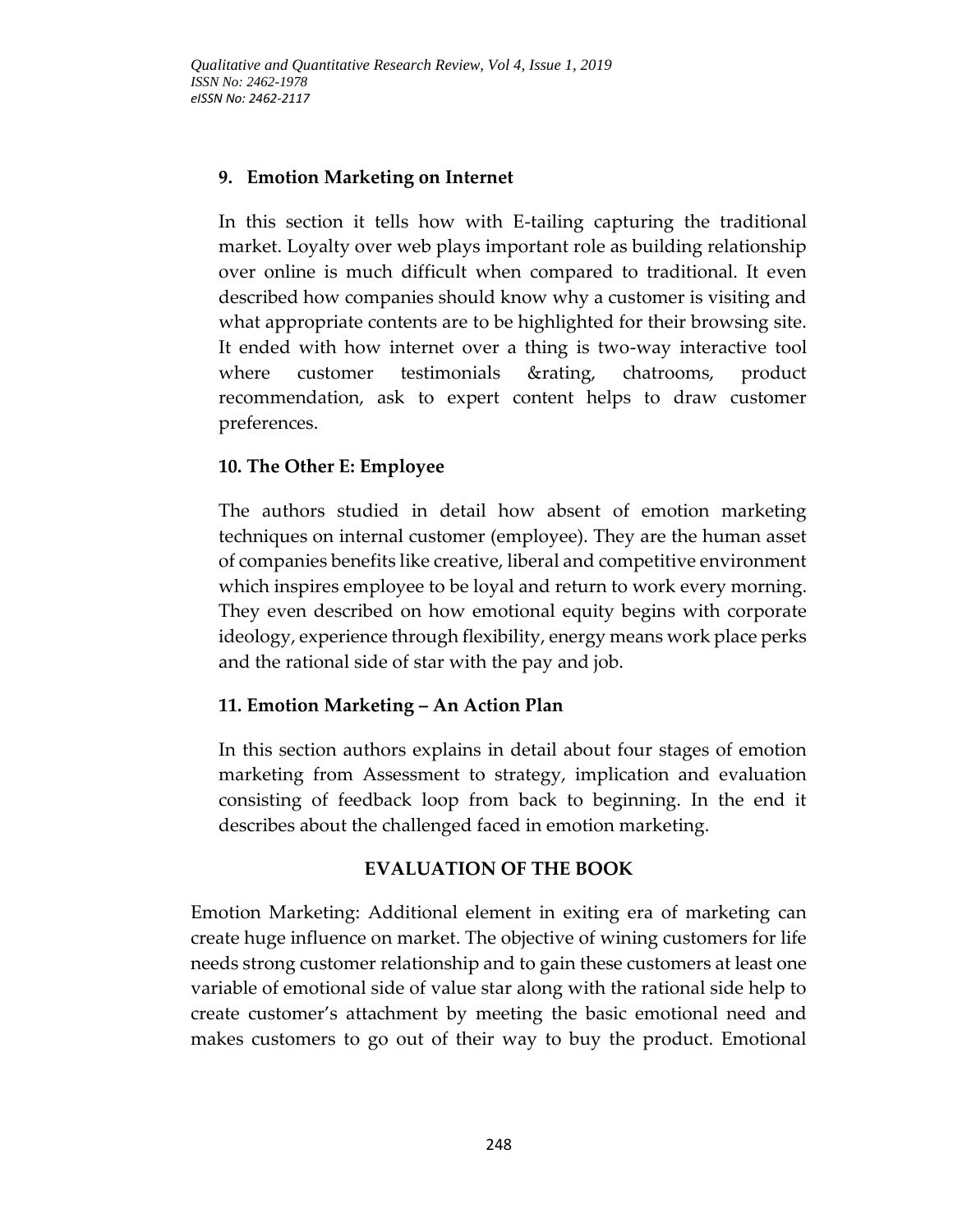### 9. Emotion Marketing on Internet

In this section it tells how with E-tailing capturing the traditional market. Loyalty over web plays important role as building relationship over online is much difficult when compared to traditional. It even described how companies should know why a customer is visiting and what appropriate contents are to be highlighted for their browsing site. It ended with how internet over a thing is two-way interactive tool where customer testimonials &rating, chatrooms, product recommendation, ask to expert content helps to draw customer preferences.

### 10. The Other E: Employee

The authors studied in detail how absent of emotion marketing techniques on internal customer (employee). They are the human asset of companies benefits like creative, liberal and competitive environment which inspires employee to be loyal and return to work every morning. They even described on how emotional equity begins with corporate ideology, experience through flexibility, energy means work place perks and the rational side of star with the pay and job.

### 11. Emotion Marketing – An Action Plan

In this section authors explains in detail about four stages of emotion marketing from Assessment to strategy, implication and evaluation consisting of feedback loop from back to beginning. In the end it describes about the challenged faced in emotion marketing.

## EVALUATION OF THE BOOK

Emotion Marketing: Additional element in exiting era of marketing can create huge influence on market. The objective of wining customers for life needs strong customer relationship and to gain these customers at least one variable of emotional side of value star along with the rational side help to create customer's attachment by meeting the basic emotional need and makes customers to go out of their way to buy the product. Emotional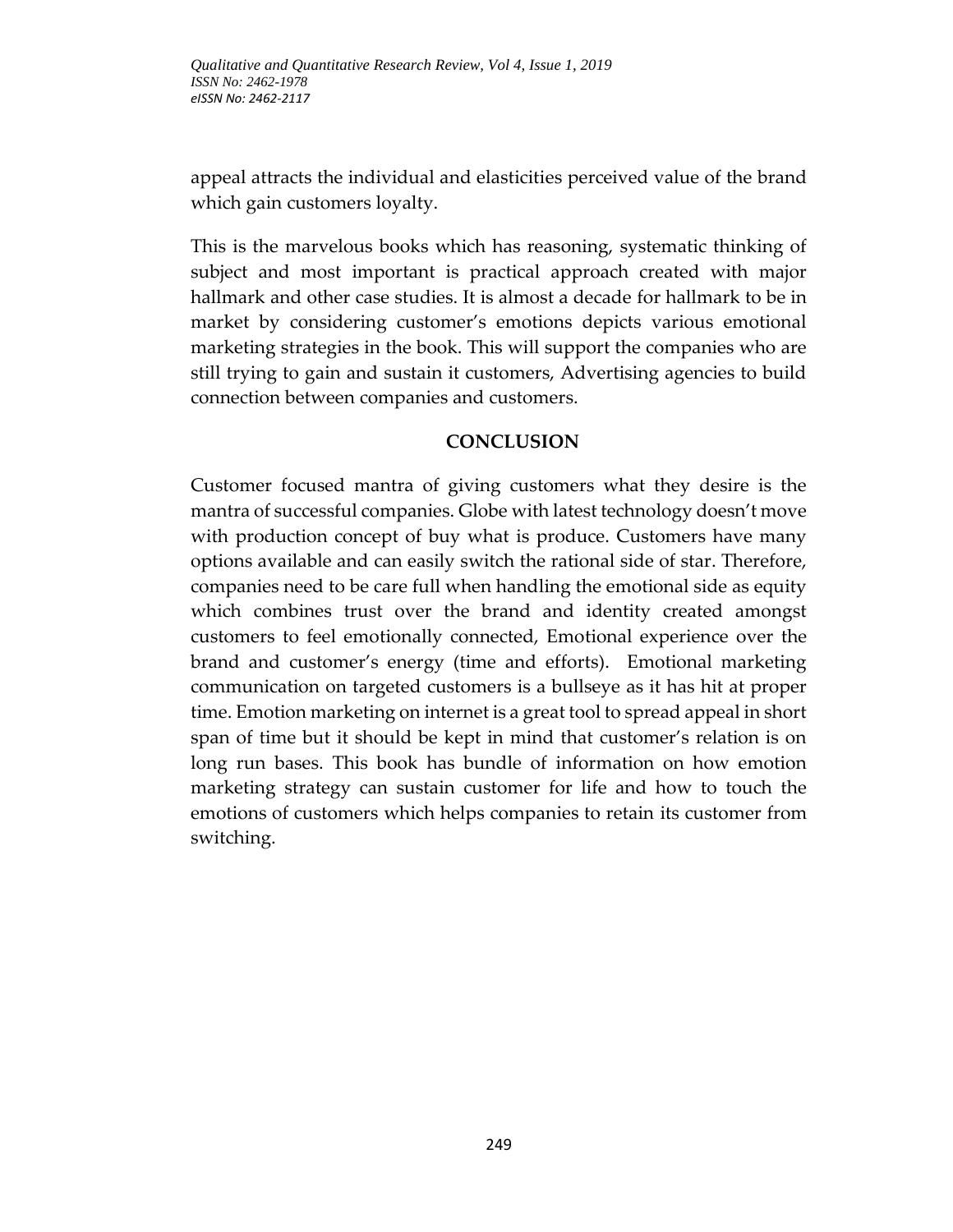appeal attracts the individual and elasticities perceived value of the brand which gain customers loyalty.

This is the marvelous books which has reasoning, systematic thinking of subject and most important is practical approach created with major hallmark and other case studies. It is almost a decade for hallmark to be in market by considering customer's emotions depicts various emotional marketing strategies in the book. This will support the companies who are still trying to gain and sustain it customers, Advertising agencies to build connection between companies and customers.

## CONCLUSION

Customer focused mantra of giving customers what they desire is the mantra of successful companies. Globe with latest technology doesn't move with production concept of buy what is produce. Customers have many options available and can easily switch the rational side of star. Therefore, companies need to be care full when handling the emotional side as equity which combines trust over the brand and identity created amongst customers to feel emotionally connected, Emotional experience over the brand and customer's energy (time and efforts). Emotional marketing communication on targeted customers is a bullseye as it has hit at proper time. Emotion marketing on internet is a great tool to spread appeal in short span of time but it should be kept in mind that customer's relation is on long run bases. This book has bundle of information on how emotion marketing strategy can sustain customer for life and how to touch the emotions of customers which helps companies to retain its customer from switching.